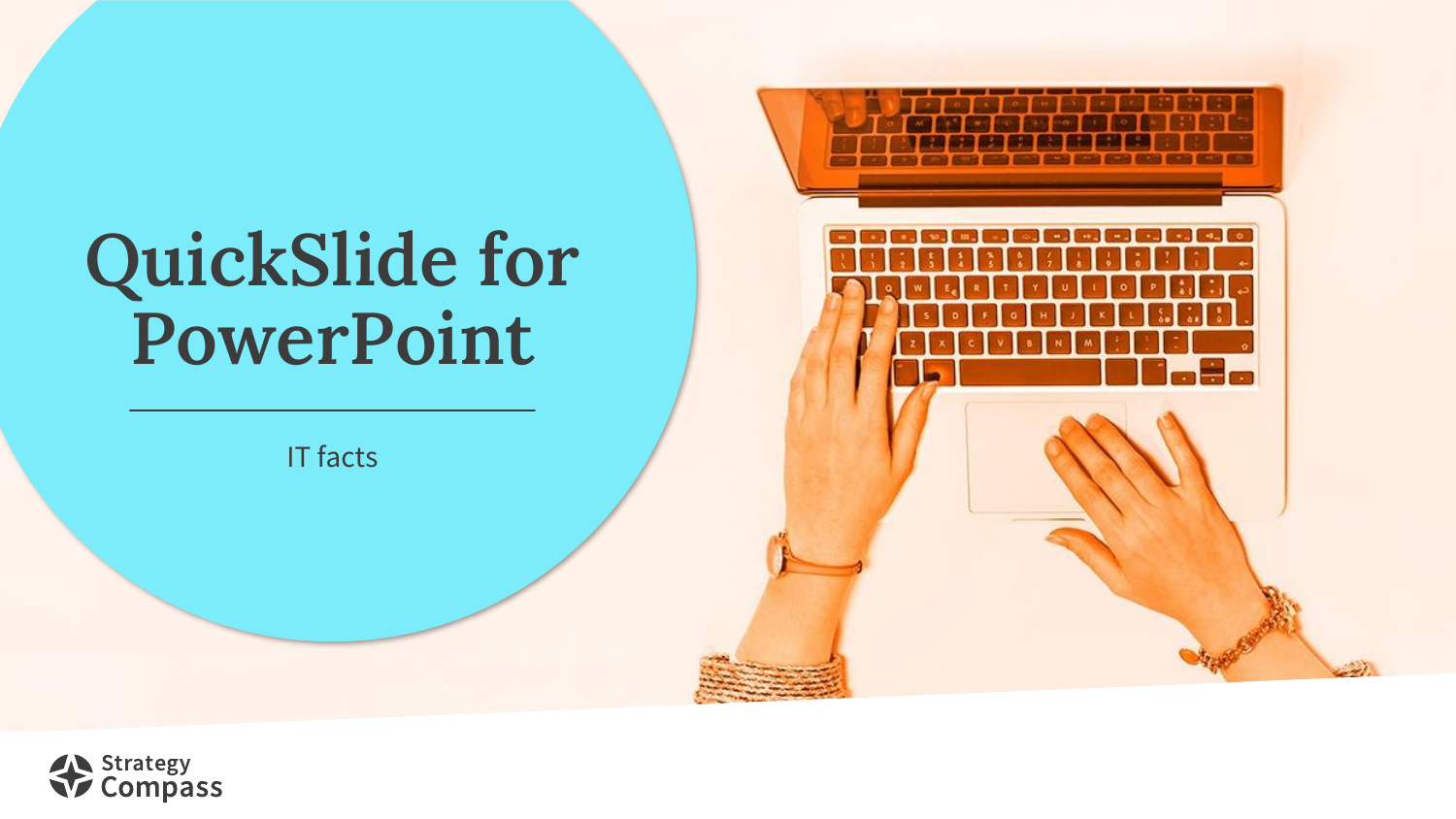# QuickSlide for PowerPoint

IT facts

Strategy Compass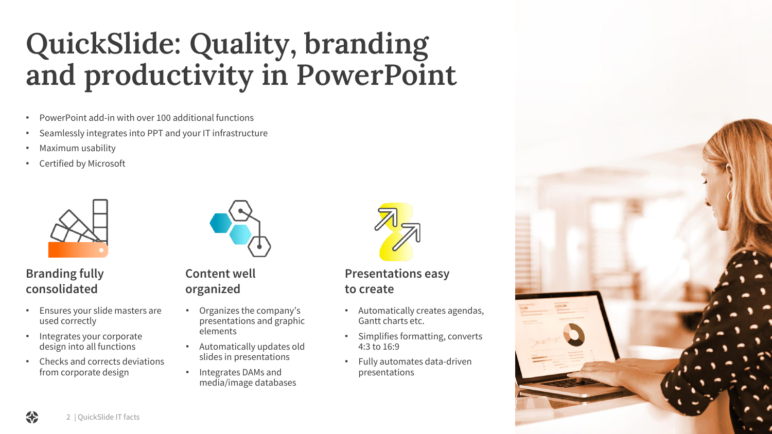# QuickSlide: Quality, branding and productivity in PowerPoint

- PowerPoint add-in with over 100 additional functions
- Seamlessly integrates into PPT and your IT infrastructure
- Maximum usability
- Certified by Microsoft

## Branding fully consolidated

- Ensures your slide masters are used correctly
- Integrates your corporate design into all functions
- Checks and corrects deviations from corporate design

## Content well organized

- Organizes the company's presentations and graphic elements
- Automatically updates old slides in presentations
- Integrates DAMs and media/image databases

## Presentations easy to create

- Automatically creates agendas, Gantt charts etc.
- Simplifies formatting, converts 4:3 to 16:9
- Fully automates data-driven presentations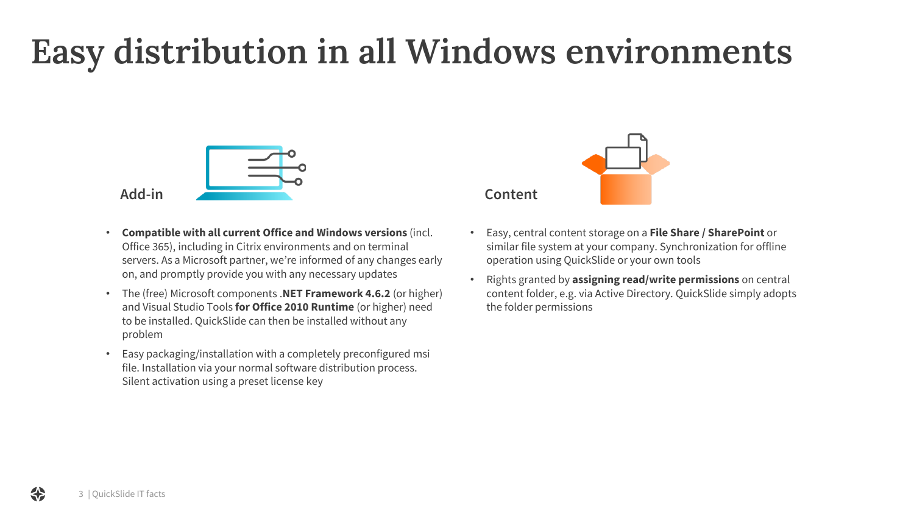# Easy distribution in all Windows environments

## Add-in

- **Compatible with all current Office and Windows versions** (incl. Office 365), including in Citrix environments and on terminal servers. As a Microsoft partner, we're informed of any changes early on, and promptly provide you with any necessary updates
- The (free) Microsoft components .**NET Framework 4.6.2** (or higher) and Visual Studio Tools **for Office 2010 Runtime** (or higher) need to be installed. QuickSlide can then be installed without any problem
- Easy packaging/installation with a completely preconfigured msi file. Installation via your normal software distribution process. Silent activation using a preset license key

## Content

- Easy, central content storage on a **File Share / SharePoint** or similar file system at your company. Synchronization for offline operation using QuickSlide or your own tools
- Rights granted by **assigning read/write permissions** on central content folder, e.g. via Active Directory. QuickSlide simply adopts the folder permissions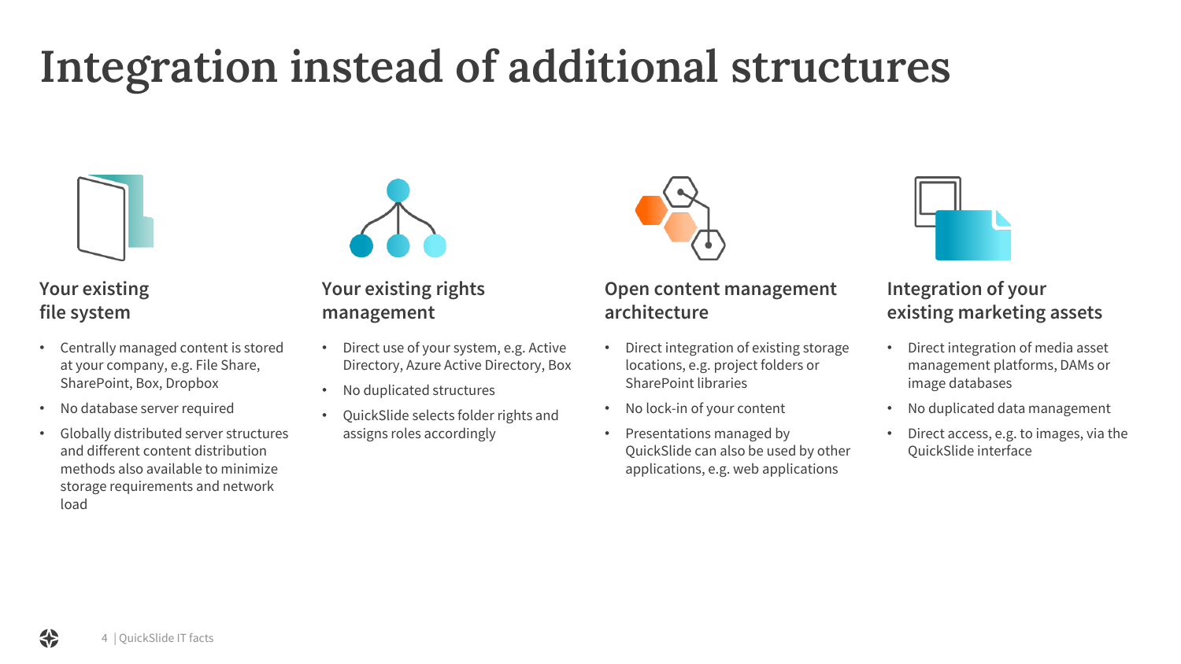# Integration instead of additional structures

### Your existing file system

- Centrally managed content is stored at your company, e.g. File Share, SharePoint, Box, Dropbox
- No database server required
- Globally distributed server structures and different content distribution methods also available to minimize storage requirements and network load

### Your existing rights management

- Direct use of your system, e.g. Active Directory, Azure Active Directory, Box
- No duplicated structures
- QuickSlide selects folder rights and assigns roles accordingly

### Open content management architecture

- Direct integration of existing storage locations, e.g. project folders or SharePoint libraries
- No lock-in of your content
- Presentations managed by QuickSlide can also be used by other applications, e.g. web applications

### Integration of your existing marketing assets

- Direct integration of media asset management platforms, DAMs or image databases
- No duplicated data management
- Direct access, e.g. to images, via the QuickSlide interface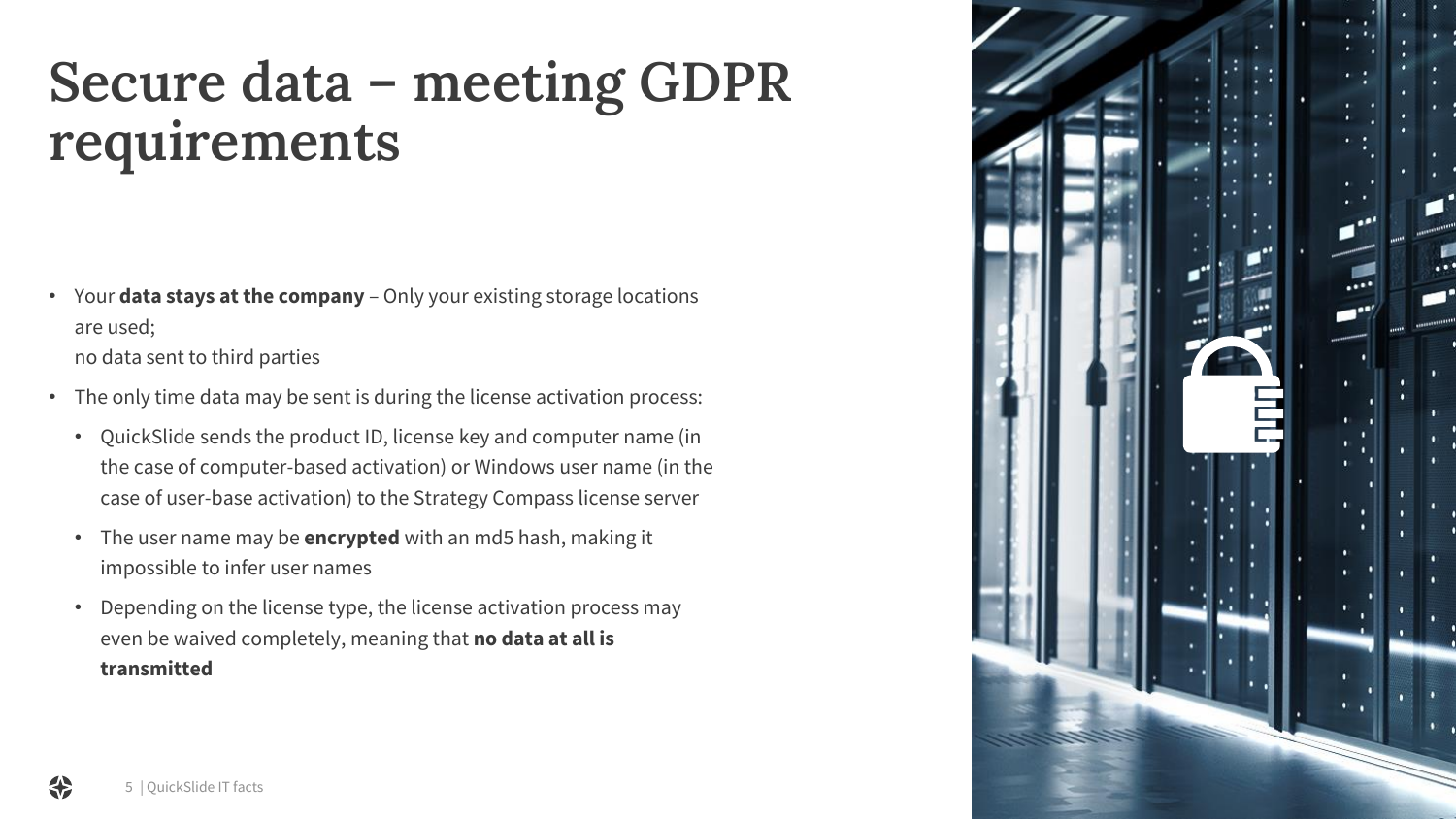# Secure data – meeting GDPR requirements

- Your **data stays at the company** – Only your existing storage locations are used;
  no data sent to third parties
- The only time data may be sent is during the license activation process:
  - QuickSlide sends the product ID, license key and computer name (in the case of computer-based activation) or Windows user name (in the case of user-base activation) to the Strategy Compass license server
  - The user name may be **encrypted** with an md5 hash, making it impossible to infer user names
  - Depending on the license type, the license activation process may even be waived completely, meaning that **no data at all is transmitted**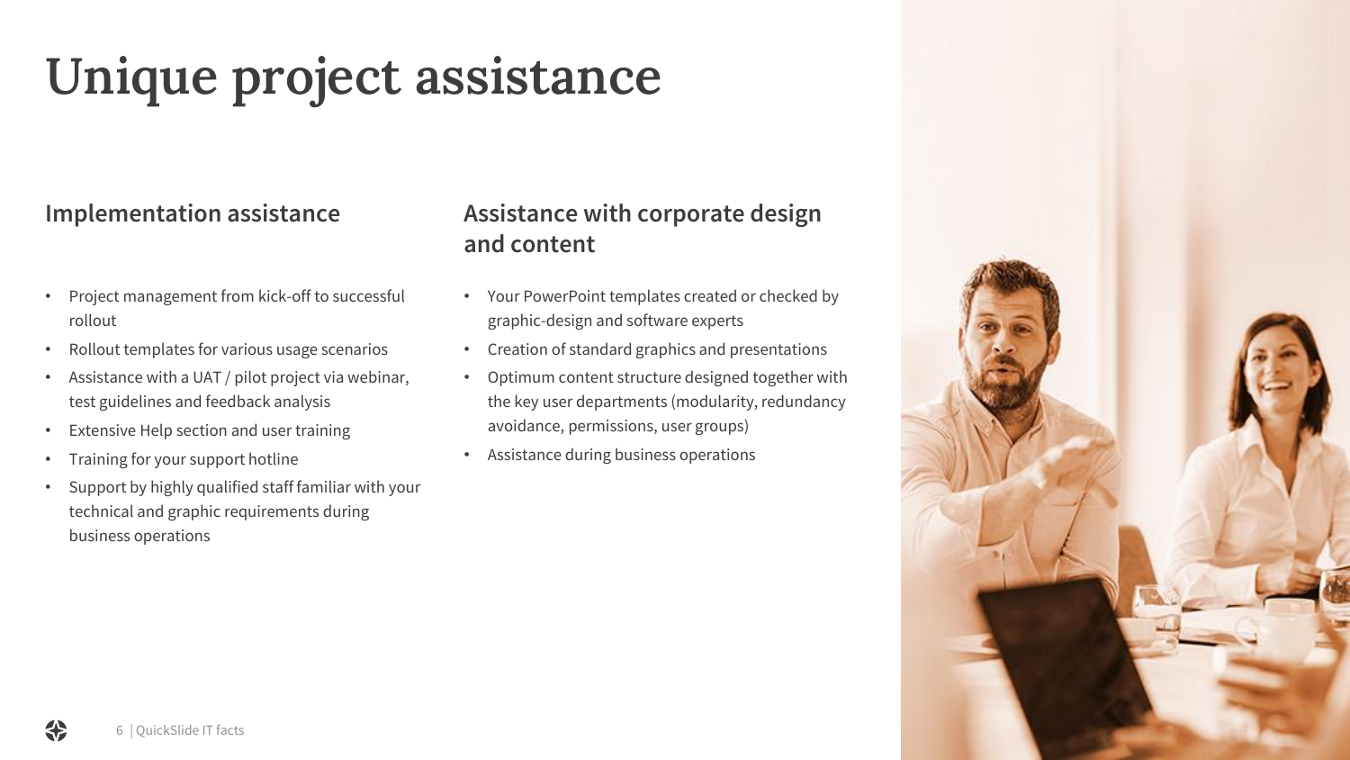# Unique project assistance

## Implementation assistance

- Project management from kick-off to successful rollout
- Rollout templates for various usage scenarios
- Assistance with a UAT / pilot project via webinar, test guidelines and feedback analysis
- Extensive Help section and user training
- Training for your support hotline
- Support by highly qualified staff familiar with your technical and graphic requirements during business operations

## Assistance with corporate design and content

- Your PowerPoint templates created or checked by graphic-design and software experts
- Creation of standard graphics and presentations
- Optimum content structure designed together with the key user departments (modularity, redundancy avoidance, permissions, user groups)
- Assistance during business operations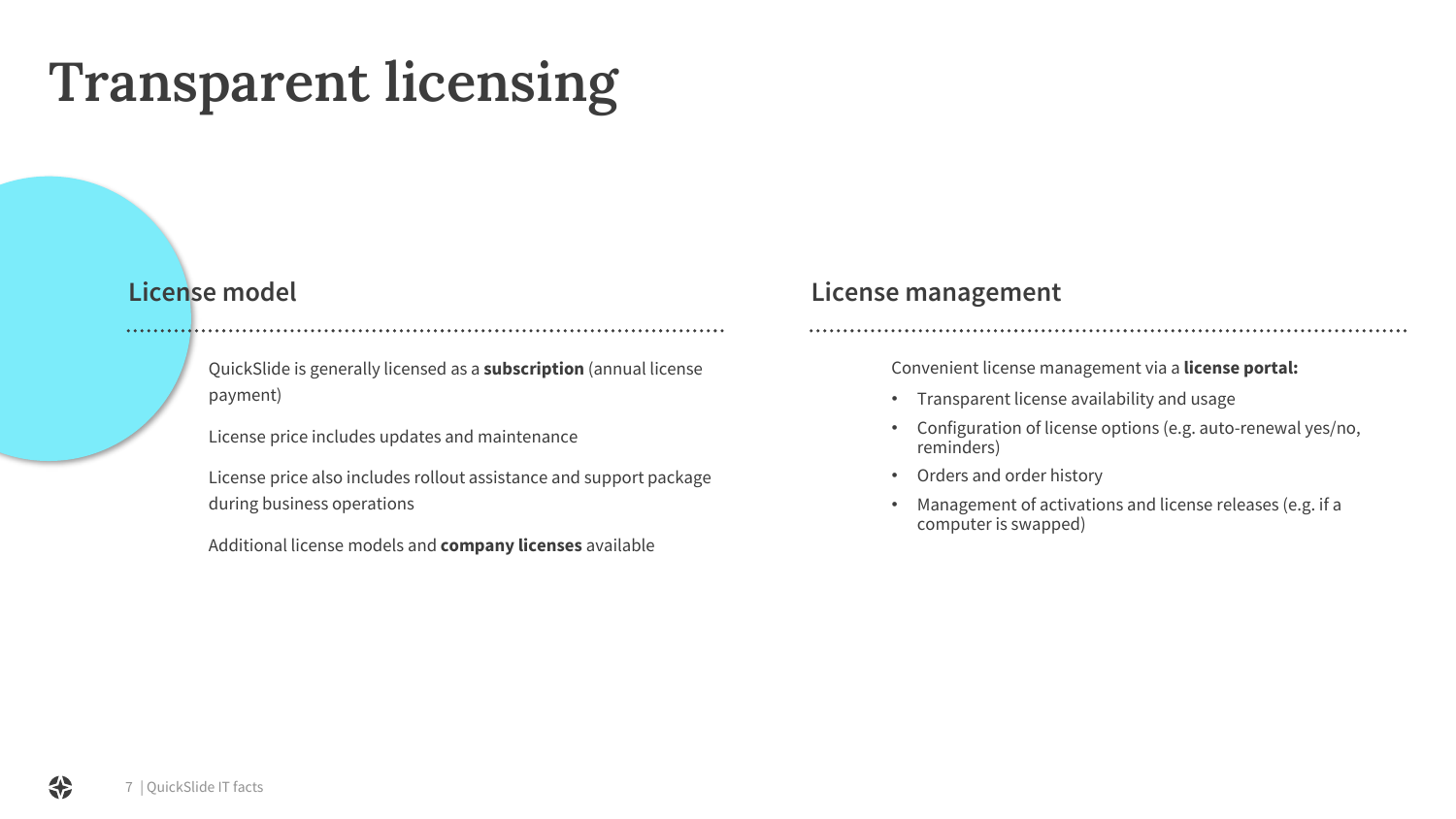# Transparent licensing

## License model

QuickSlide is generally licensed as a **subscription** (annual license payment)

License price includes updates and maintenance

License price also includes rollout assistance and support package during business operations

Additional license models and **company licenses** available

## License management

Convenient license management via a **license portal:**

- Transparent license availability and usage
- Configuration of license options (e.g. auto-renewal yes/no, reminders)
- Orders and order history
- Management of activations and license releases (e.g. if a computer is swapped)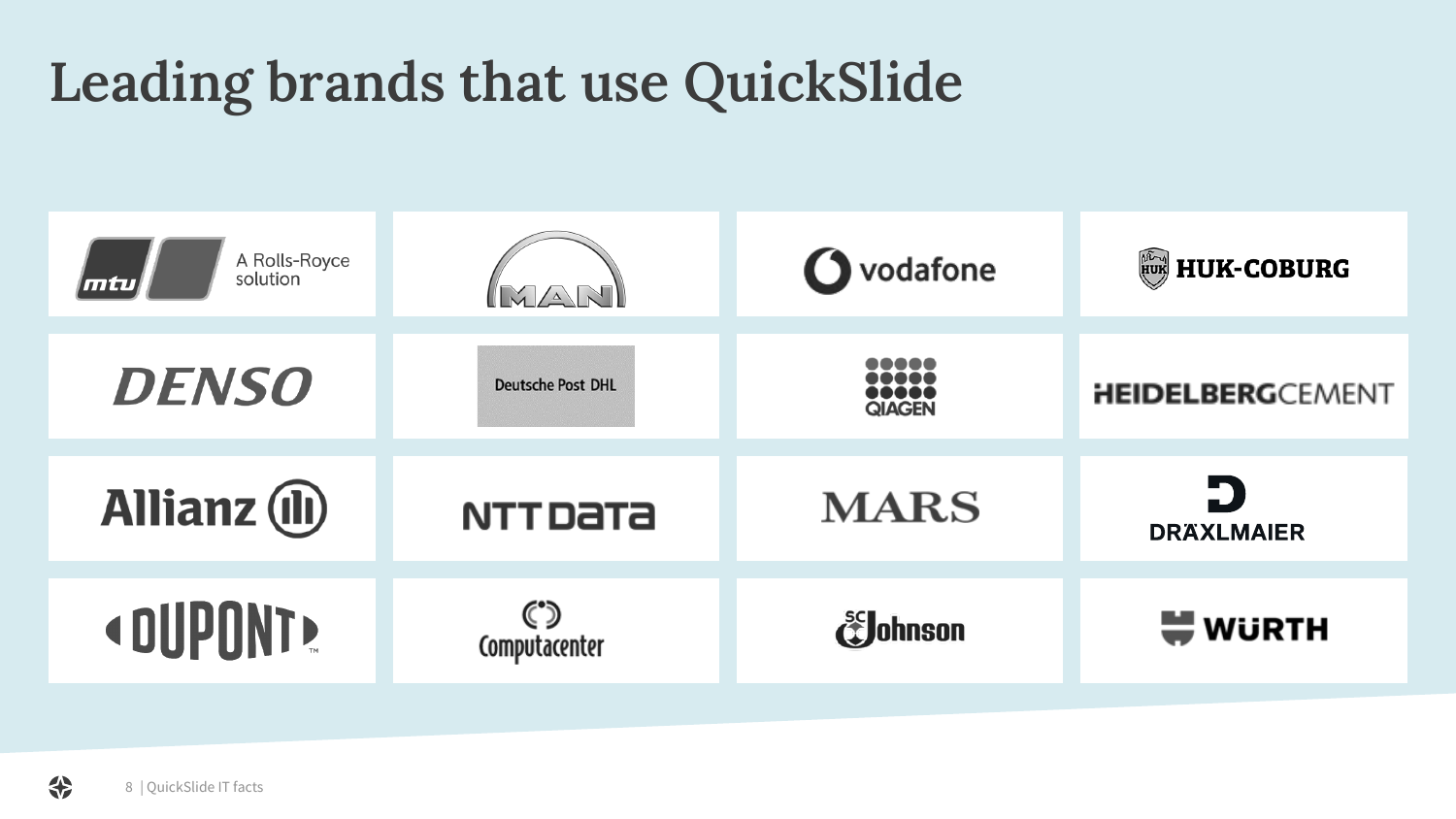# Leading brands that use QuickSlide

| | | | |
|---|---|---|---|
| mtu – A Rolls-Royce solution | MAN | vodafone | HUK-COBURG |
| DENSO | Deutsche Post DHL | QIAGEN | HEIDELBERGCEMENT |
| Allianz | NTT DATA | MARS | DRÄXLMAIER |
| DUPONT | Computacenter | SC Johnson | WÜRTH |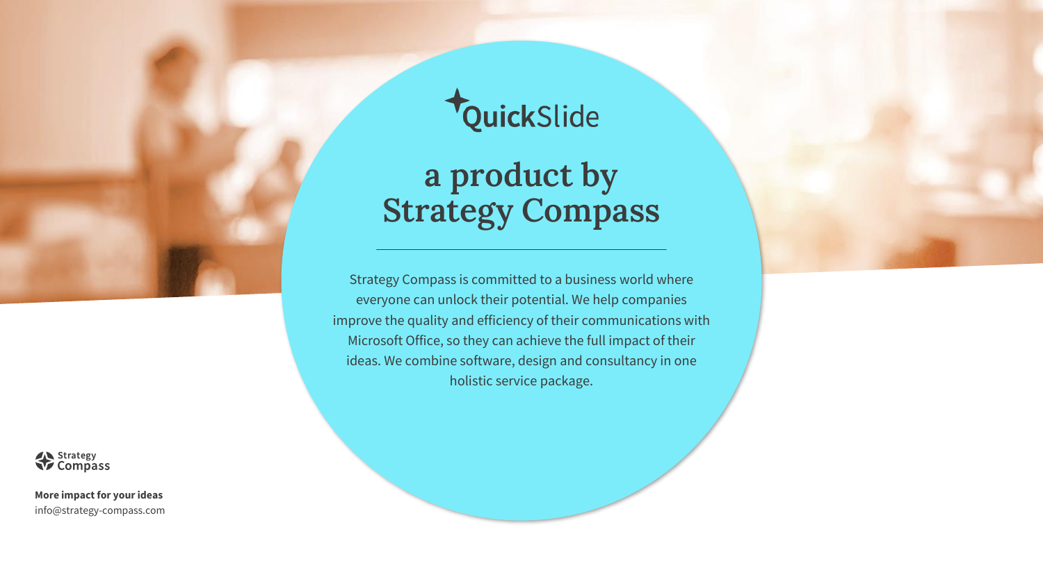QuickSlide

# a product by Strategy Compass

Strategy Compass is committed to a business world where everyone can unlock their potential. We help companies improve the quality and efficiency of their communications with Microsoft Office, so they can achieve the full impact of their ideas. We combine software, design and consultancy in one holistic service package.

Strategy Compass

**More impact for your ideas**
info@strategy-compass.com